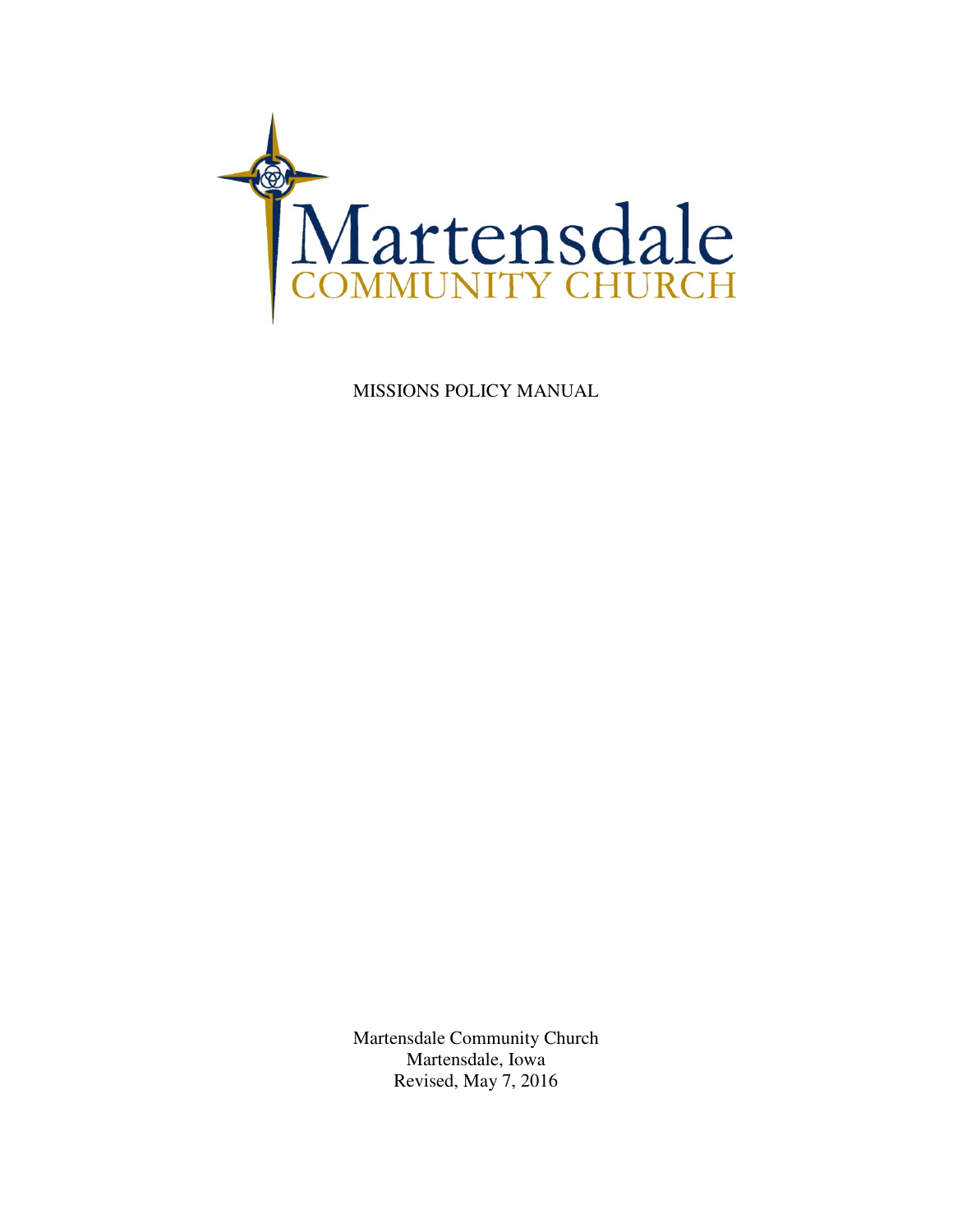Martensdale
COMMUNITY CHURCH

MISSIONS POLICY MANUAL

Martensdale Community Church
Martensdale, Iowa
Revised, May 7, 2016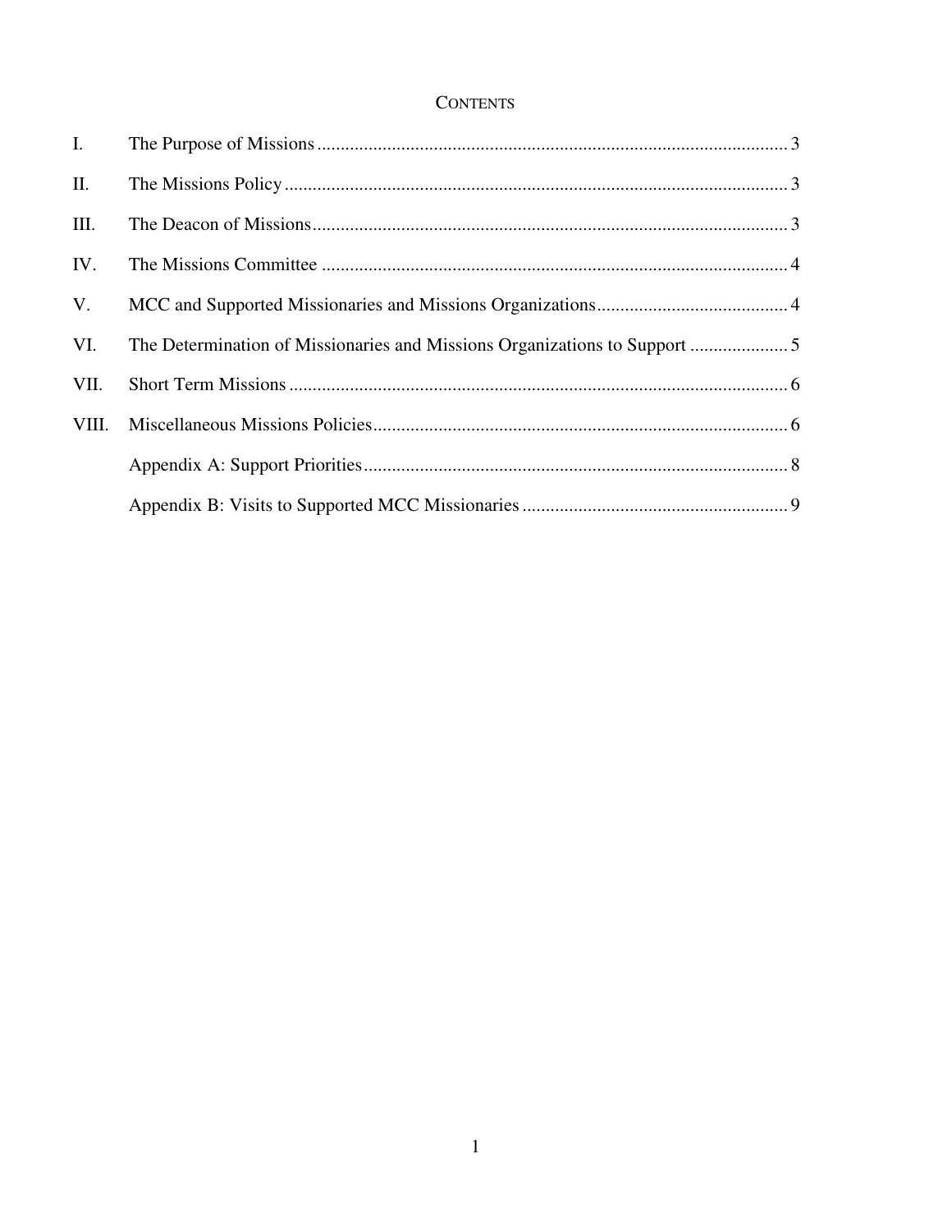# CONTENTS

| | | |
|---|---|---|
| I. | The Purpose of Missions | 3 |
| II. | The Missions Policy | 3 |
| III. | The Deacon of Missions | 3 |
| IV. | The Missions Committee | 4 |
| V. | MCC and Supported Missionaries and Missions Organizations | 4 |
| VI. | The Determination of Missionaries and Missions Organizations to Support | 5 |
| VII. | Short Term Missions | 6 |
| VIII. | Miscellaneous Missions Policies | 6 |
| | Appendix A: Support Priorities | 8 |
| | Appendix B: Visits to Supported MCC Missionaries | 9 |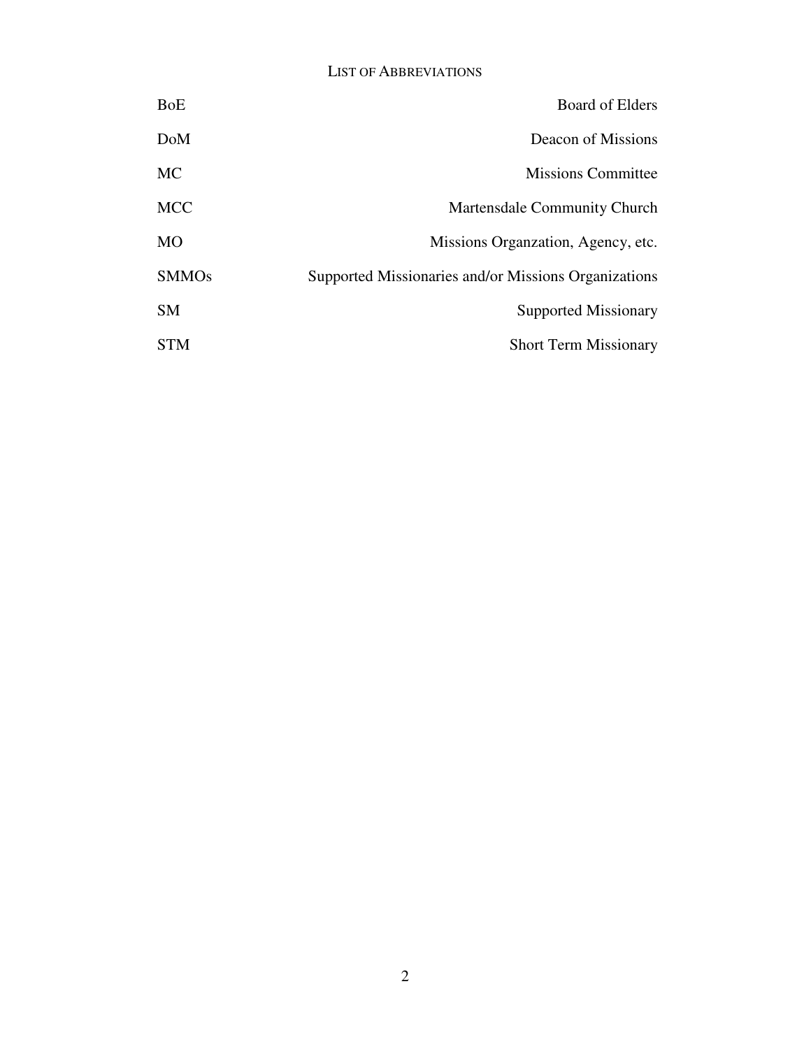## List of Abbreviations

| | |
|---|---|
| BoE | Board of Elders |
| DoM | Deacon of Missions |
| MC | Missions Committee |
| MCC | Martensdale Community Church |
| MO | Missions Organzation, Agency, etc. |
| SMMOs | Supported Missionaries and/or Missions Organizations |
| SM | Supported Missionary |
| STM | Short Term Missionary |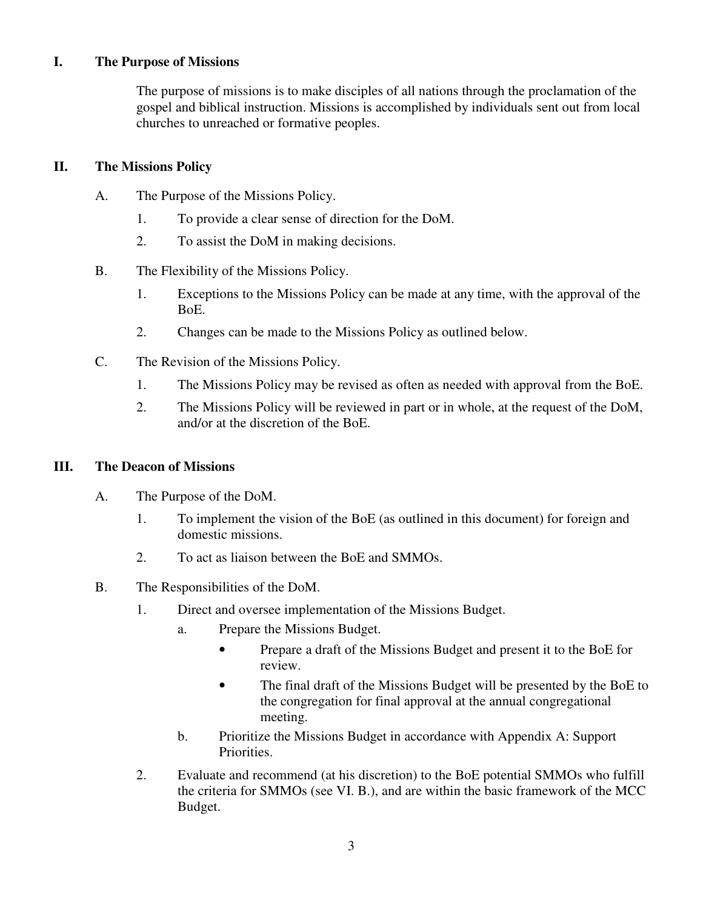## I. The Purpose of Missions

The purpose of missions is to make disciples of all nations through the proclamation of the gospel and biblical instruction. Missions is accomplished by individuals sent out from local churches to unreached or formative peoples.

## II. The Missions Policy

A. The Purpose of the Missions Policy.

1. To provide a clear sense of direction for the DoM.
2. To assist the DoM in making decisions.

B. The Flexibility of the Missions Policy.

1. Exceptions to the Missions Policy can be made at any time, with the approval of the BoE.
2. Changes can be made to the Missions Policy as outlined below.

C. The Revision of the Missions Policy.

1. The Missions Policy may be revised as often as needed with approval from the BoE.
2. The Missions Policy will be reviewed in part or in whole, at the request of the DoM, and/or at the discretion of the BoE.

## III. The Deacon of Missions

A. The Purpose of the DoM.

1. To implement the vision of the BoE (as outlined in this document) for foreign and domestic missions.
2. To act as liaison between the BoE and SMMOs.

B. The Responsibilities of the DoM.

1. Direct and oversee implementation of the Missions Budget.
   a. Prepare the Missions Budget.
      - Prepare a draft of the Missions Budget and present it to the BoE for review.
      - The final draft of the Missions Budget will be presented by the BoE to the congregation for final approval at the annual congregational meeting.

   b. Prioritize the Missions Budget in accordance with Appendix A: Support Priorities.
2. Evaluate and recommend (at his discretion) to the BoE potential SMMOs who fulfill the criteria for SMMOs (see VI. B.), and are within the basic framework of the MCC Budget.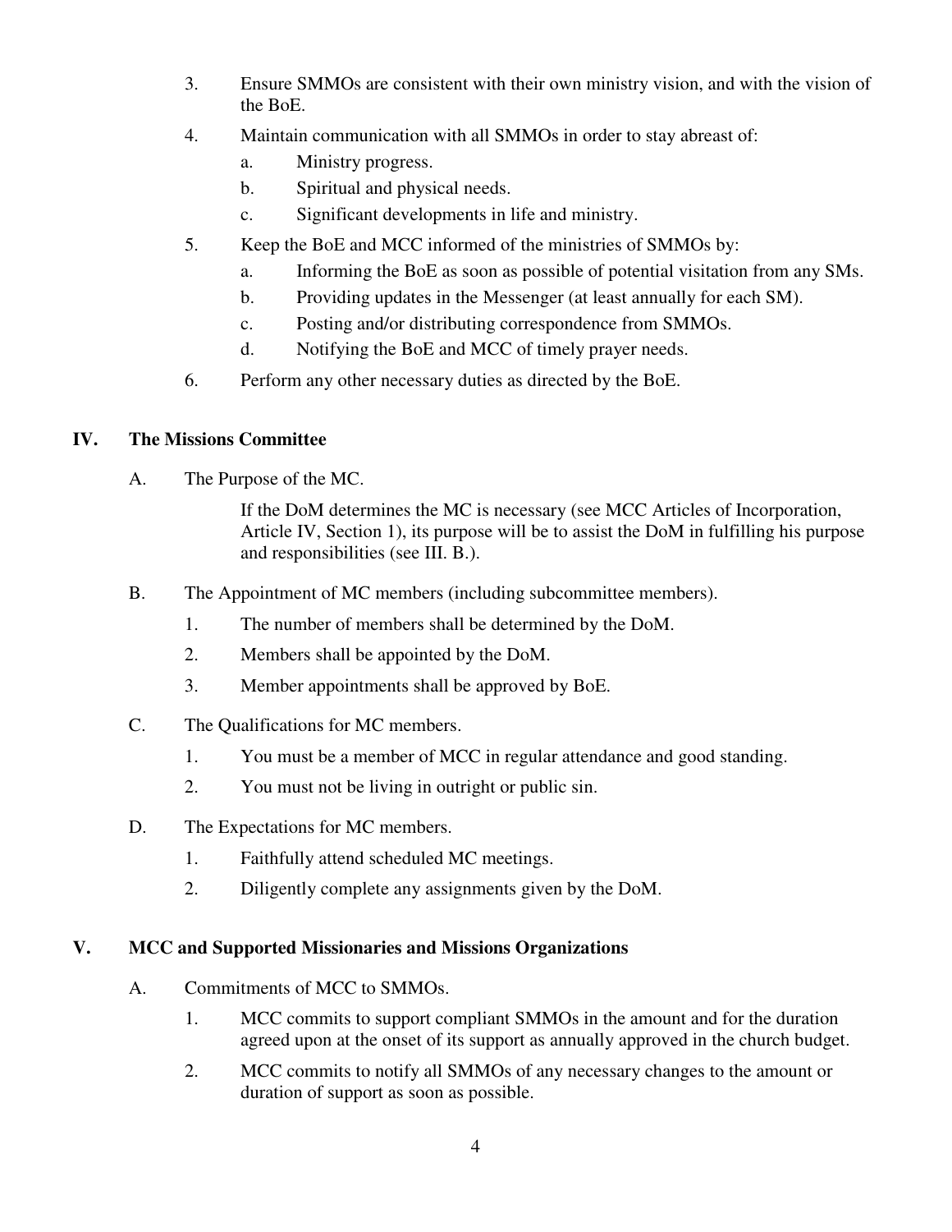3. Ensure SMMOs are consistent with their own ministry vision, and with the vision of the BoE.
4. Maintain communication with all SMMOs in order to stay abreast of:
   a. Ministry progress.
   b. Spiritual and physical needs.
   c. Significant developments in life and ministry.
5. Keep the BoE and MCC informed of the ministries of SMMOs by:
   a. Informing the BoE as soon as possible of potential visitation from any SMs.
   b. Providing updates in the Messenger (at least annually for each SM).
   c. Posting and/or distributing correspondence from SMMOs.
   d. Notifying the BoE and MCC of timely prayer needs.
6. Perform any other necessary duties as directed by the BoE.

## IV. The Missions Committee

A. The Purpose of the MC.

If the DoM determines the MC is necessary (see MCC Articles of Incorporation, Article IV, Section 1), its purpose will be to assist the DoM in fulfilling his purpose and responsibilities (see III. B.).

B. The Appointment of MC members (including subcommittee members).

1. The number of members shall be determined by the DoM.
2. Members shall be appointed by the DoM.
3. Member appointments shall be approved by BoE.

C. The Qualifications for MC members.

1. You must be a member of MCC in regular attendance and good standing.
2. You must not be living in outright or public sin.

D. The Expectations for MC members.

1. Faithfully attend scheduled MC meetings.
2. Diligently complete any assignments given by the DoM.

## V. MCC and Supported Missionaries and Missions Organizations

A. Commitments of MCC to SMMOs.

1. MCC commits to support compliant SMMOs in the amount and for the duration agreed upon at the onset of its support as annually approved in the church budget.
2. MCC commits to notify all SMMOs of any necessary changes to the amount or duration of support as soon as possible.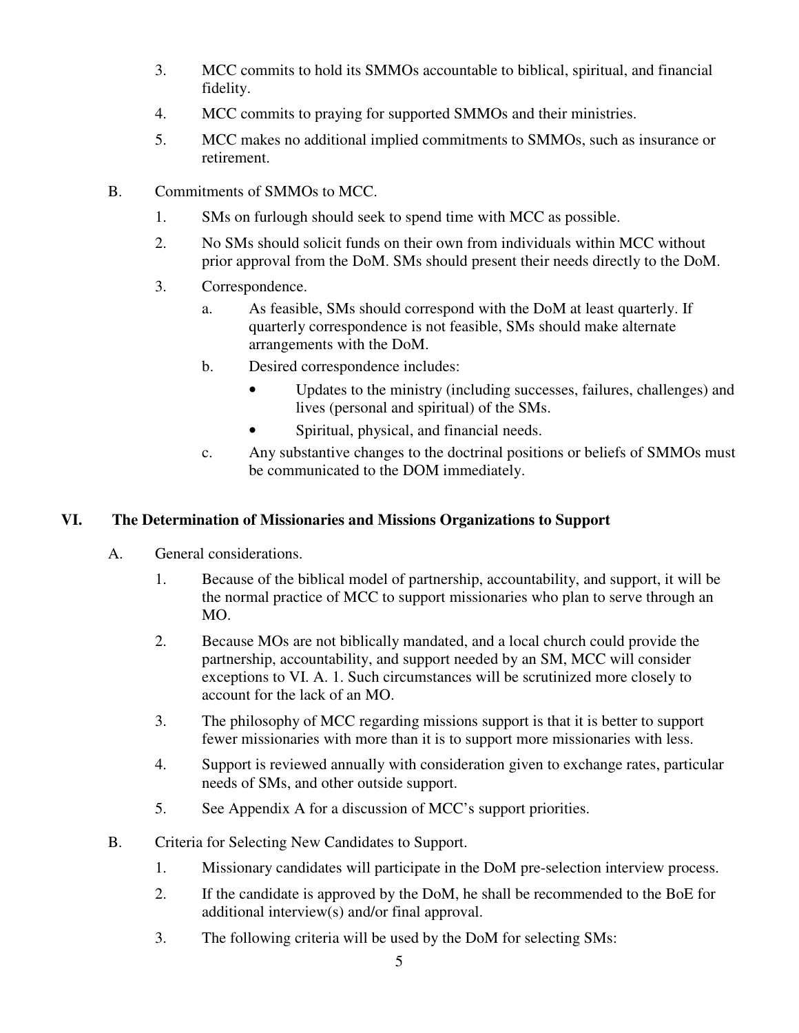3. MCC commits to hold its SMMOs accountable to biblical, spiritual, and financial fidelity.

4. MCC commits to praying for supported SMMOs and their ministries.

5. MCC makes no additional implied commitments to SMMOs, such as insurance or retirement.

B. Commitments of SMMOs to MCC.

1. SMs on furlough should seek to spend time with MCC as possible.

2. No SMs should solicit funds on their own from individuals within MCC without prior approval from the DoM. SMs should present their needs directly to the DoM.

3. Correspondence.

   a. As feasible, SMs should correspond with the DoM at least quarterly. If quarterly correspondence is not feasible, SMs should make alternate arrangements with the DoM.

   b. Desired correspondence includes:

      - Updates to the ministry (including successes, failures, challenges) and lives (personal and spiritual) of the SMs.
      - Spiritual, physical, and financial needs.

   c. Any substantive changes to the doctrinal positions or beliefs of SMMOs must be communicated to the DOM immediately.

## VI. The Determination of Missionaries and Missions Organizations to Support

A. General considerations.

1. Because of the biblical model of partnership, accountability, and support, it will be the normal practice of MCC to support missionaries who plan to serve through an MO.

2. Because MOs are not biblically mandated, and a local church could provide the partnership, accountability, and support needed by an SM, MCC will consider exceptions to VI. A. 1. Such circumstances will be scrutinized more closely to account for the lack of an MO.

3. The philosophy of MCC regarding missions support is that it is better to support fewer missionaries with more than it is to support more missionaries with less.

4. Support is reviewed annually with consideration given to exchange rates, particular needs of SMs, and other outside support.

5. See Appendix A for a discussion of MCC's support priorities.

B. Criteria for Selecting New Candidates to Support.

1. Missionary candidates will participate in the DoM pre-selection interview process.

2. If the candidate is approved by the DoM, he shall be recommended to the BoE for additional interview(s) and/or final approval.

3. The following criteria will be used by the DoM for selecting SMs: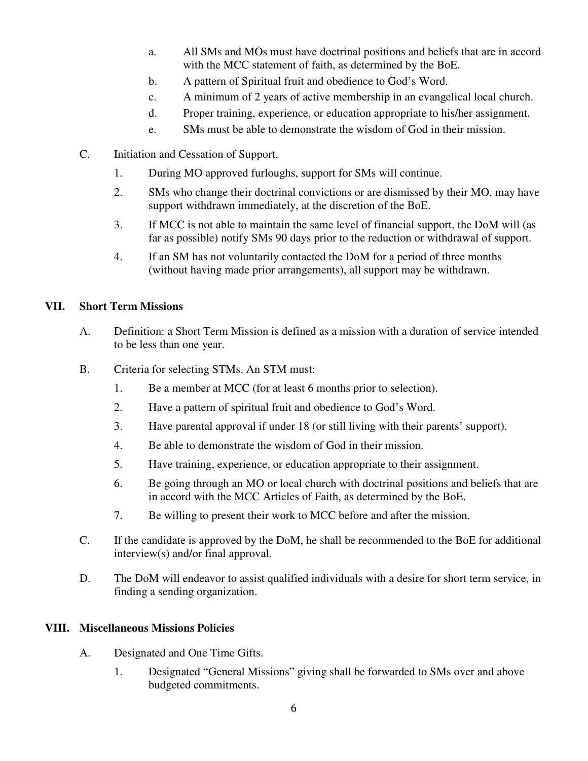a. All SMs and MOs must have doctrinal positions and beliefs that are in accord with the MCC statement of faith, as determined by the BoE.

b. A pattern of Spiritual fruit and obedience to God's Word.

c. A minimum of 2 years of active membership in an evangelical local church.

d. Proper training, experience, or education appropriate to his/her assignment.

e. SMs must be able to demonstrate the wisdom of God in their mission.

C. Initiation and Cessation of Support.

1. During MO approved furloughs, support for SMs will continue.

2. SMs who change their doctrinal convictions or are dismissed by their MO, may have support withdrawn immediately, at the discretion of the BoE.

3. If MCC is not able to maintain the same level of financial support, the DoM will (as far as possible) notify SMs 90 days prior to the reduction or withdrawal of support.

4. If an SM has not voluntarily contacted the DoM for a period of three months (without having made prior arrangements), all support may be withdrawn.

## VII. Short Term Missions

A. Definition: a Short Term Mission is defined as a mission with a duration of service intended to be less than one year.

B. Criteria for selecting STMs. An STM must:

1. Be a member at MCC (for at least 6 months prior to selection).

2. Have a pattern of spiritual fruit and obedience to God's Word.

3. Have parental approval if under 18 (or still living with their parents' support).

4. Be able to demonstrate the wisdom of God in their mission.

5. Have training, experience, or education appropriate to their assignment.

6. Be going through an MO or local church with doctrinal positions and beliefs that are in accord with the MCC Articles of Faith, as determined by the BoE.

7. Be willing to present their work to MCC before and after the mission.

C. If the candidate is approved by the DoM, he shall be recommended to the BoE for additional interview(s) and/or final approval.

D. The DoM will endeavor to assist qualified individuals with a desire for short term service, in finding a sending organization.

## VIII. Miscellaneous Missions Policies

A. Designated and One Time Gifts.

1. Designated "General Missions" giving shall be forwarded to SMs over and above budgeted commitments.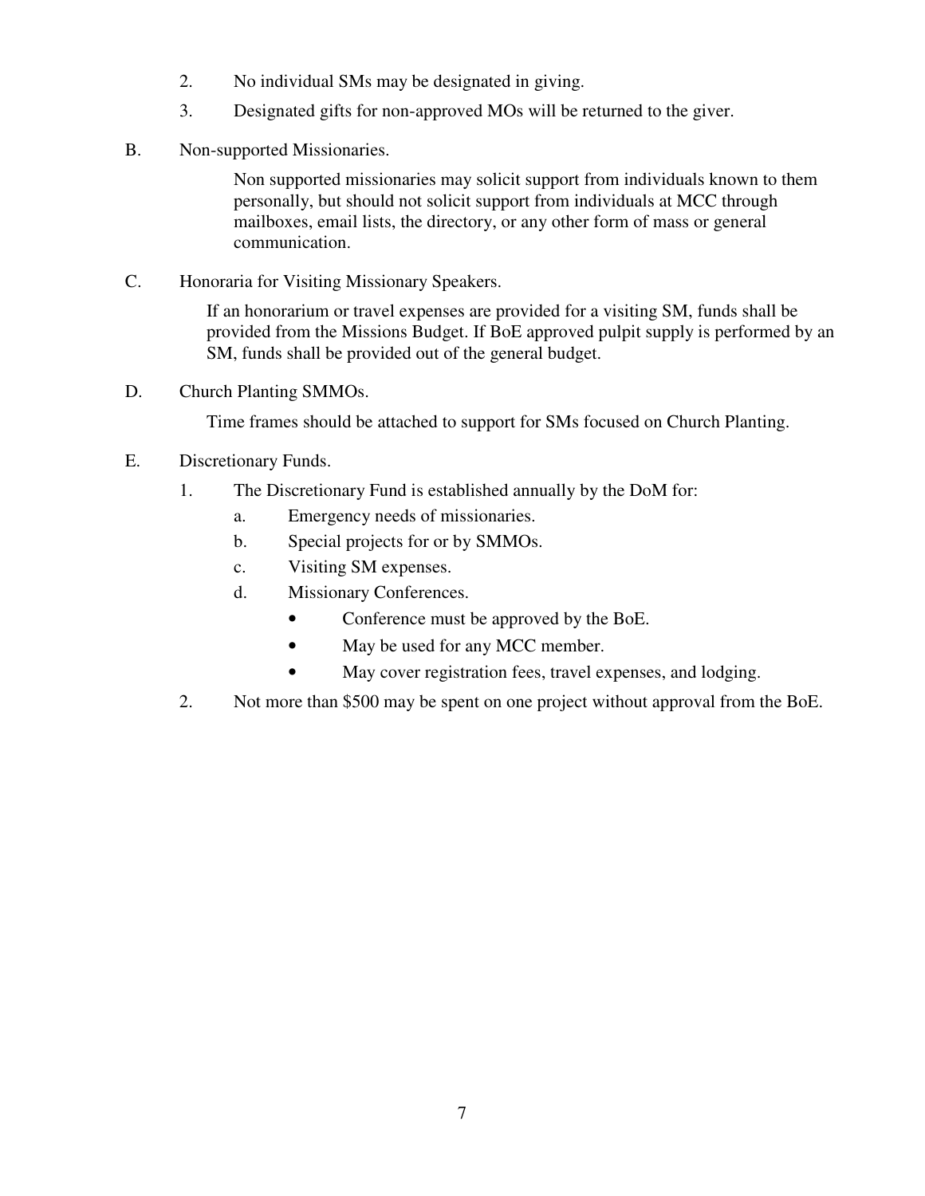2. No individual SMs may be designated in giving.
3. Designated gifts for non-approved MOs will be returned to the giver.

B. Non-supported Missionaries.

Non supported missionaries may solicit support from individuals known to them personally, but should not solicit support from individuals at MCC through mailboxes, email lists, the directory, or any other form of mass or general communication.

C. Honoraria for Visiting Missionary Speakers.

If an honorarium or travel expenses are provided for a visiting SM, funds shall be provided from the Missions Budget. If BoE approved pulpit supply is performed by an SM, funds shall be provided out of the general budget.

D. Church Planting SMMOs.

Time frames should be attached to support for SMs focused on Church Planting.

E. Discretionary Funds.

1. The Discretionary Fund is established annually by the DoM for:
   a. Emergency needs of missionaries.
   b. Special projects for or by SMMOs.
   c. Visiting SM expenses.
   d. Missionary Conferences.
      - Conference must be approved by the BoE.
      - May be used for any MCC member.
      - May cover registration fees, travel expenses, and lodging.
2. Not more than $500 may be spent on one project without approval from the BoE.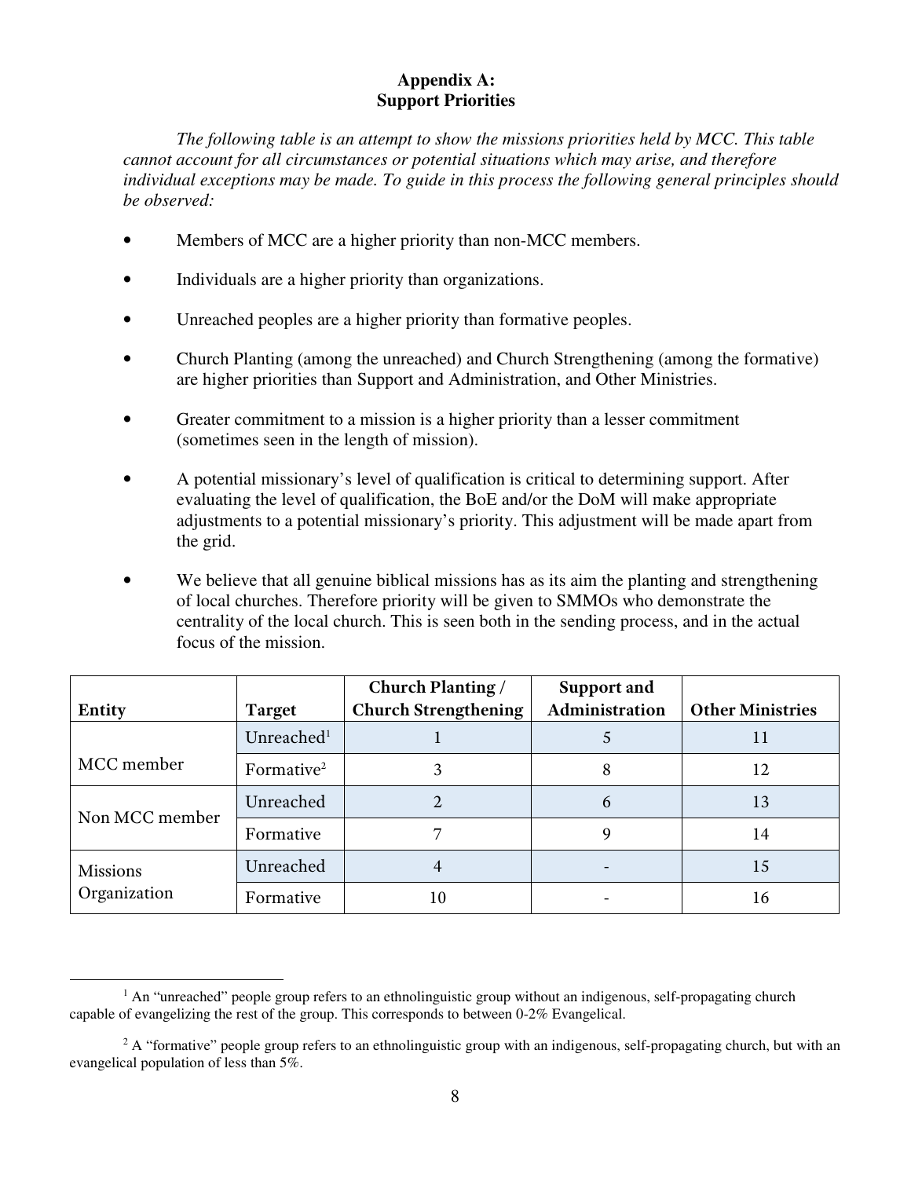# Appendix A:
# Support Priorities

*The following table is an attempt to show the missions priorities held by MCC. This table cannot account for all circumstances or potential situations which may arise, and therefore individual exceptions may be made. To guide in this process the following general principles should be observed:*

- Members of MCC are a higher priority than non-MCC members.
- Individuals are a higher priority than organizations.
- Unreached peoples are a higher priority than formative peoples.
- Church Planting (among the unreached) and Church Strengthening (among the formative) are higher priorities than Support and Administration, and Other Ministries.
- Greater commitment to a mission is a higher priority than a lesser commitment (sometimes seen in the length of mission).
- A potential missionary's level of qualification is critical to determining support. After evaluating the level of qualification, the BoE and/or the DoM will make appropriate adjustments to a potential missionary's priority. This adjustment will be made apart from the grid.
- We believe that all genuine biblical missions has as its aim the planting and strengthening of local churches. Therefore priority will be given to SMMOs who demonstrate the centrality of the local church. This is seen both in the sending process, and in the actual focus of the mission.

| Entity | Target | Church Planting / Church Strengthening | Support and Administration | Other Ministries |
|---|---|---|---|---|
| MCC member | Unreached[1] | 1 | 5 | 11 |
| | Formative[2] | 3 | 8 | 12 |
| Non MCC member | Unreached | 2 | 6 | 13 |
| | Formative | 7 | 9 | 14 |
| Missions Organization | Unreached | 4 | - | 15 |
| | Formative | 10 | - | 16 |

[1] An "unreached" people group refers to an ethnolinguistic group without an indigenous, self-propagating church capable of evangelizing the rest of the group. This corresponds to between 0-2% Evangelical.

[2] A "formative" people group refers to an ethnolinguistic group with an indigenous, self-propagating church, but with an evangelical population of less than 5%.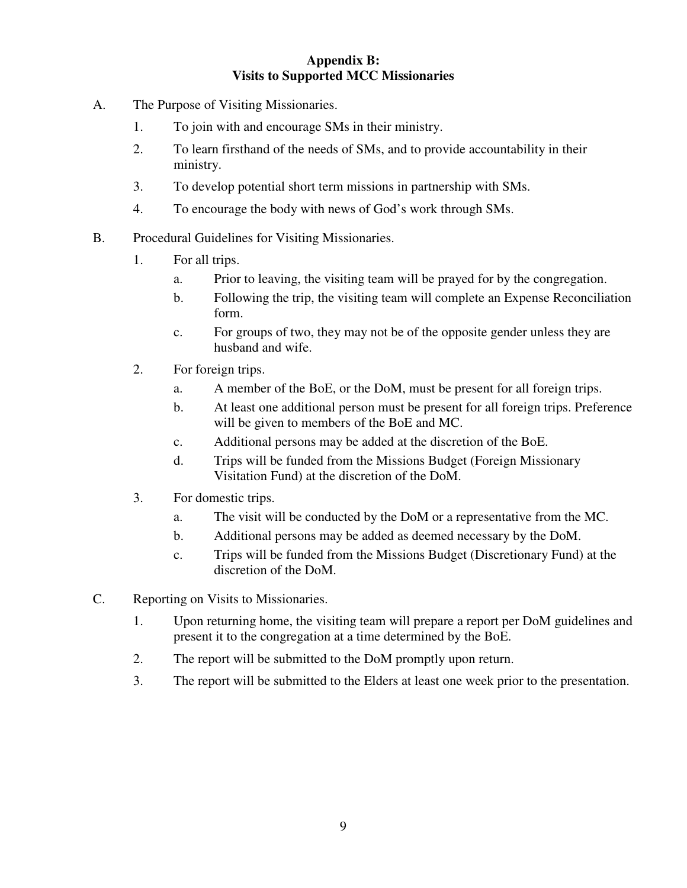# Appendix B:
# Visits to Supported MCC Missionaries

A. The Purpose of Visiting Missionaries.

1. To join with and encourage SMs in their ministry.
2. To learn firsthand of the needs of SMs, and to provide accountability in their ministry.
3. To develop potential short term missions in partnership with SMs.
4. To encourage the body with news of God's work through SMs.

B. Procedural Guidelines for Visiting Missionaries.

1. For all trips.
   a. Prior to leaving, the visiting team will be prayed for by the congregation.
   b. Following the trip, the visiting team will complete an Expense Reconciliation form.
   c. For groups of two, they may not be of the opposite gender unless they are husband and wife.
2. For foreign trips.
   a. A member of the BoE, or the DoM, must be present for all foreign trips.
   b. At least one additional person must be present for all foreign trips. Preference will be given to members of the BoE and MC.
   c. Additional persons may be added at the discretion of the BoE.
   d. Trips will be funded from the Missions Budget (Foreign Missionary Visitation Fund) at the discretion of the DoM.
3. For domestic trips.
   a. The visit will be conducted by the DoM or a representative from the MC.
   b. Additional persons may be added as deemed necessary by the DoM.
   c. Trips will be funded from the Missions Budget (Discretionary Fund) at the discretion of the DoM.

C. Reporting on Visits to Missionaries.

1. Upon returning home, the visiting team will prepare a report per DoM guidelines and present it to the congregation at a time determined by the BoE.
2. The report will be submitted to the DoM promptly upon return.
3. The report will be submitted to the Elders at least one week prior to the presentation.